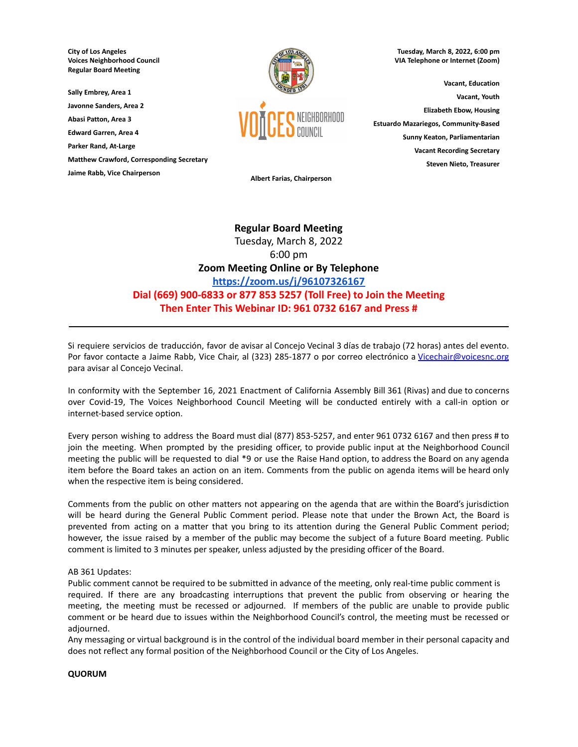**City of Los Angeles**
**Voices Neighborhood Council**
**Regular Board Meeting**

**Tuesday, March 8, 2022, 6:00 pm**
**VIA Telephone or Internet (Zoom)**

**Sally Embrey, Area 1**
**Javonne Sanders, Area 2**
**Abasi Patton, Area 3**
**Edward Garren, Area 4**
**Parker Rand, At-Large**
**Matthew Crawford, Corresponding Secretary**
**Jaime Rabb, Vice Chairperson**

**Albert Farias, Chairperson**

**Vacant, Education**
**Vacant, Youth**
**Elizabeth Ebow, Housing**
**Estuardo Mazariegos, Community-Based**
**Sunny Keaton, Parliamentarian**
**Vacant Recording Secretary**
**Steven Nieto, Treasurer**

**Regular Board Meeting**
Tuesday, March 8, 2022
6:00 pm
**Zoom Meeting Online or By Telephone**
**https://zoom.us/j/96107326167**
**Dial (669) 900-6833 or 877 853 5257 (Toll Free) to Join the Meeting**
**Then Enter This Webinar ID: 961 0732 6167 and Press #**

---

Si requiere servicios de traducción, favor de avisar al Concejo Vecinal 3 días de trabajo (72 horas) antes del evento. Por favor contacte a Jaime Rabb, Vice Chair, al (323) 285-1877 o por correo electrónico a Vicechair@voicesnc.org para avisar al Concejo Vecinal.

In conformity with the September 16, 2021 Enactment of California Assembly Bill 361 (Rivas) and due to concerns over Covid-19, The Voices Neighborhood Council Meeting will be conducted entirely with a call-in option or internet-based service option.

Every person wishing to address the Board must dial (877) 853-5257, and enter 961 0732 6167 and then press # to join the meeting. When prompted by the presiding officer, to provide public input at the Neighborhood Council meeting the public will be requested to dial *9 or use the Raise Hand option, to address the Board on any agenda item before the Board takes an action on an item. Comments from the public on agenda items will be heard only when the respective item is being considered.

Comments from the public on other matters not appearing on the agenda that are within the Board's jurisdiction will be heard during the General Public Comment period. Please note that under the Brown Act, the Board is prevented from acting on a matter that you bring to its attention during the General Public Comment period; however, the issue raised by a member of the public may become the subject of a future Board meeting. Public comment is limited to 3 minutes per speaker, unless adjusted by the presiding officer of the Board.

AB 361 Updates:
Public comment cannot be required to be submitted in advance of the meeting, only real-time public comment is required. If there are any broadcasting interruptions that prevent the public from observing or hearing the meeting, the meeting must be recessed or adjourned. If members of the public are unable to provide public comment or be heard due to issues within the Neighborhood Council's control, the meeting must be recessed or adjourned.
Any messaging or virtual background is in the control of the individual board member in their personal capacity and does not reflect any formal position of the Neighborhood Council or the City of Los Angeles.

**QUORUM**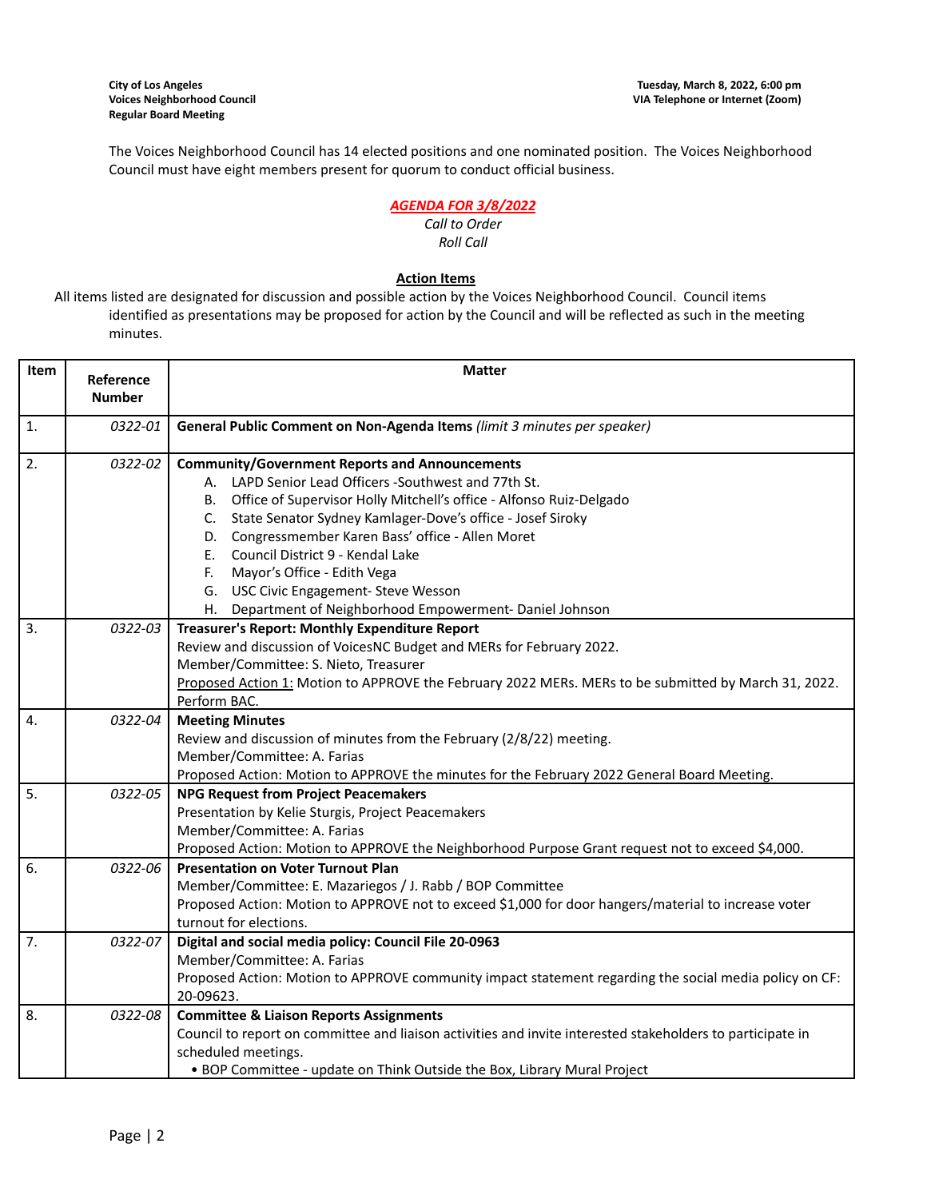**City of Los Angeles**
**Voices Neighborhood Council**
**Regular Board Meeting**

**Tuesday, March 8, 2022, 6:00 pm**
**VIA Telephone or Internet (Zoom)**

The Voices Neighborhood Council has 14 elected positions and one nominated position. The Voices Neighborhood Council must have eight members present for quorum to conduct official business.

***AGENDA FOR 3/8/2022***

*Call to Order*

*Roll Call*

**Action Items**

All items listed are designated for discussion and possible action by the Voices Neighborhood Council. Council items identified as presentations may be proposed for action by the Council and will be reflected as such in the meeting minutes.

| Item | Reference Number | Matter |
|---|---|---|
| 1. | *0322-01* | **General Public Comment on Non-Agenda Items** *(limit 3 minutes per speaker)* |
| 2. | *0322-02* | **Community/Government Reports and Announcements**<br>A. LAPD Senior Lead Officers -Southwest and 77th St.<br>B. Office of Supervisor Holly Mitchell's office - Alfonso Ruiz-Delgado<br>C. State Senator Sydney Kamlager-Dove's office - Josef Siroky<br>D. Congressmember Karen Bass' office - Allen Moret<br>E. Council District 9 - Kendal Lake<br>F. Mayor's Office - Edith Vega<br>G. USC Civic Engagement- Steve Wesson<br>H. Department of Neighborhood Empowerment- Daniel Johnson |
| 3. | *0322-03* | **Treasurer's Report: Monthly Expenditure Report**<br>Review and discussion of VoicesNC Budget and MERs for February 2022.<br>Member/Committee: S. Nieto, Treasurer<br>Proposed Action 1: Motion to APPROVE the February 2022 MERs. MERs to be submitted by March 31, 2022. Perform BAC. |
| 4. | *0322-04* | **Meeting Minutes**<br>Review and discussion of minutes from the February (2/8/22) meeting.<br>Member/Committee: A. Farias<br>Proposed Action: Motion to APPROVE the minutes for the February 2022 General Board Meeting. |
| 5. | *0322-05* | **NPG Request from Project Peacemakers**<br>Presentation by Kelie Sturgis, Project Peacemakers<br>Member/Committee: A. Farias<br>Proposed Action: Motion to APPROVE the Neighborhood Purpose Grant request not to exceed $4,000. |
| 6. | *0322-06* | **Presentation on Voter Turnout Plan**<br>Member/Committee: E. Mazariegos / J. Rabb / BOP Committee<br>Proposed Action: Motion to APPROVE not to exceed $1,000 for door hangers/material to increase voter turnout for elections. |
| 7. | *0322-07* | **Digital and social media policy: Council File 20-0963**<br>Member/Committee: A. Farias<br>Proposed Action: Motion to APPROVE community impact statement regarding the social media policy on CF: 20-09623. |
| 8. | *0322-08* | **Committee & Liaison Reports Assignments**<br>Council to report on committee and liaison activities and invite interested stakeholders to participate in scheduled meetings.<br>• BOP Committee - update on Think Outside the Box, Library Mural Project |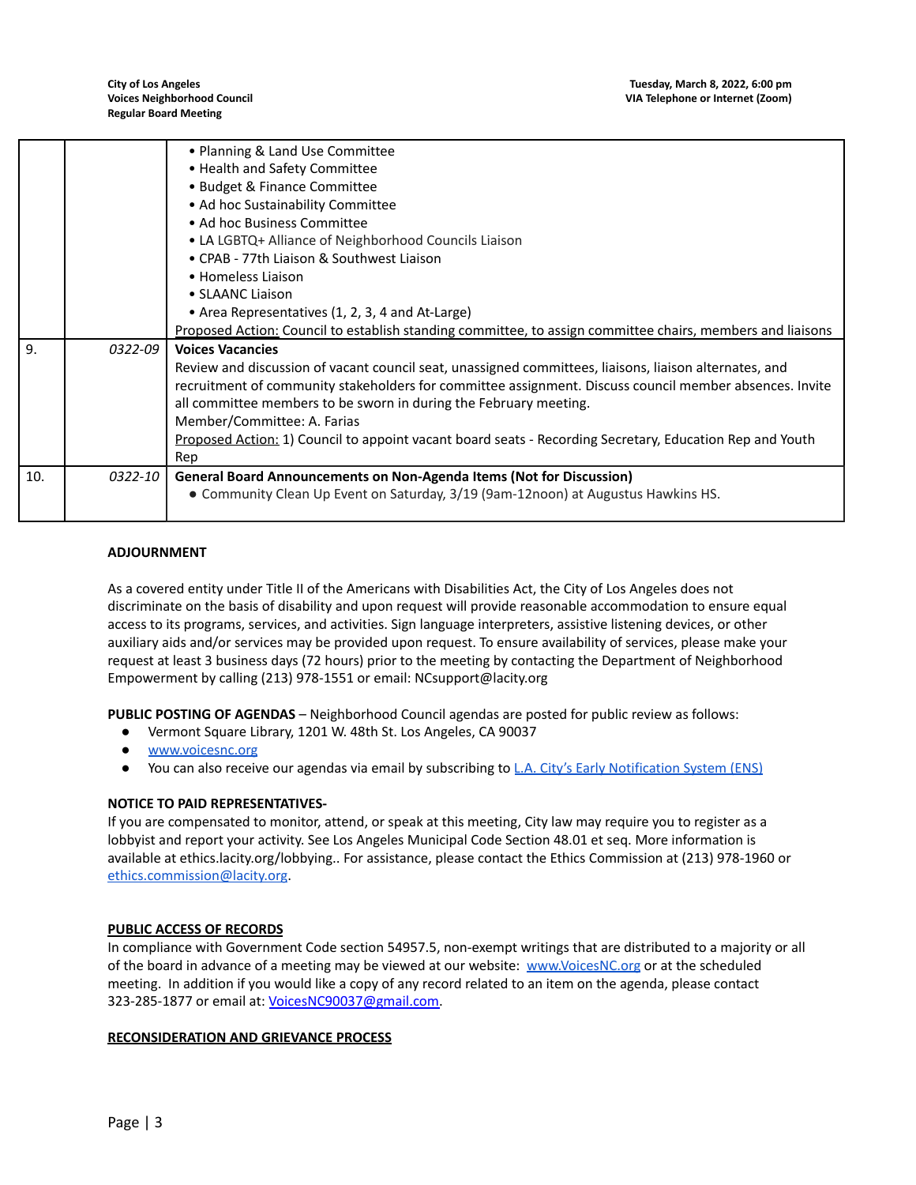| | | |
|---|---|---|
| | | • Planning & Land Use Committee<br>• Health and Safety Committee<br>• Budget & Finance Committee<br>• Ad hoc Sustainability Committee<br>• Ad hoc Business Committee<br>• LA LGBTQ+ Alliance of Neighborhood Councils Liaison<br>• CPAB - 77th Liaison & Southwest Liaison<br>• Homeless Liaison<br>• SLAANC Liaison<br>• Area Representatives (1, 2, 3, 4 and At-Large)<br>Proposed Action: Council to establish standing committee, to assign committee chairs, members and liaisons |
| 9. | *0322-09* | **Voices Vacancies**<br>Review and discussion of vacant council seat, unassigned committees, liaisons, liaison alternates, and recruitment of community stakeholders for committee assignment. Discuss council member absences. Invite all committee members to be sworn in during the February meeting.<br>Member/Committee: A. Farias<br>Proposed Action: 1) Council to appoint vacant board seats - Recording Secretary, Education Rep and Youth Rep |
| 10. | *0322-10* | **General Board Announcements on Non-Agenda Items (Not for Discussion)**<br>● Community Clean Up Event on Saturday, 3/19 (9am-12noon) at Augustus Hawkins HS. |

**ADJOURNMENT**

As a covered entity under Title II of the Americans with Disabilities Act, the City of Los Angeles does not discriminate on the basis of disability and upon request will provide reasonable accommodation to ensure equal access to its programs, services, and activities. Sign language interpreters, assistive listening devices, or other auxiliary aids and/or services may be provided upon request. To ensure availability of services, please make your request at least 3 business days (72 hours) prior to the meeting by contacting the Department of Neighborhood Empowerment by calling (213) 978-1551 or email: NCsupport@lacity.org

**PUBLIC POSTING OF AGENDAS** – Neighborhood Council agendas are posted for public review as follows:

- Vermont Square Library, 1201 W. 48th St. Los Angeles, CA 90037
- www.voicesnc.org
- You can also receive our agendas via email by subscribing to L.A. City's Early Notification System (ENS)

**NOTICE TO PAID REPRESENTATIVES-**

If you are compensated to monitor, attend, or speak at this meeting, City law may require you to register as a lobbyist and report your activity. See Los Angeles Municipal Code Section 48.01 et seq. More information is available at ethics.lacity.org/lobbying.. For assistance, please contact the Ethics Commission at (213) 978-1960 or ethics.commission@lacity.org.

**PUBLIC ACCESS OF RECORDS**

In compliance with Government Code section 54957.5, non-exempt writings that are distributed to a majority or all of the board in advance of a meeting may be viewed at our website: www.VoicesNC.org or at the scheduled meeting. In addition if you would like a copy of any record related to an item on the agenda, please contact 323-285-1877 or email at: VoicesNC90037@gmail.com.

**RECONSIDERATION AND GRIEVANCE PROCESS**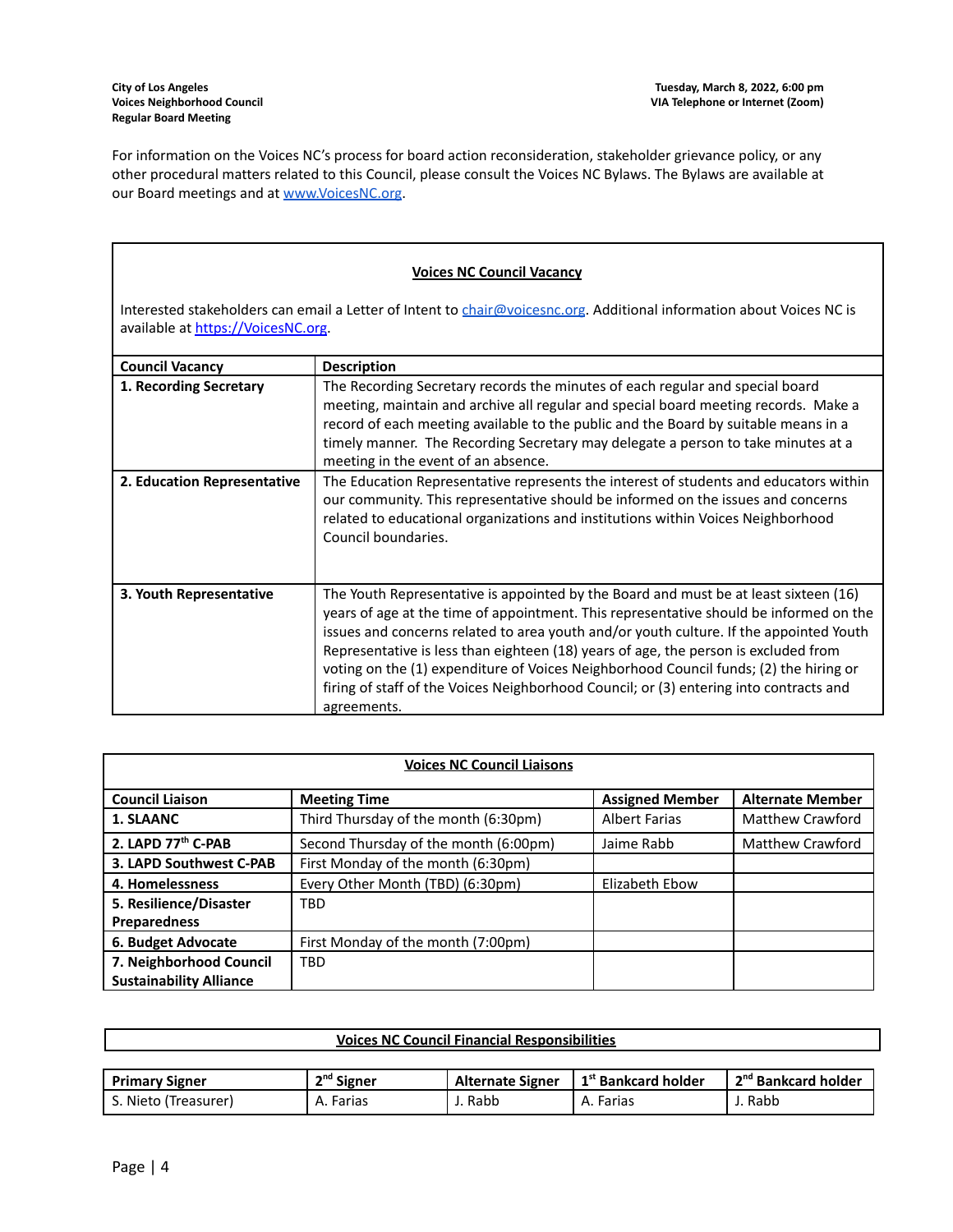For information on the Voices NC's process for board action reconsideration, stakeholder grievance policy, or any other procedural matters related to this Council, please consult the Voices NC Bylaws. The Bylaws are available at our Board meetings and at [www.VoicesNC.org](www.VoicesNC.org).

## Voices NC Council Vacancy

Interested stakeholders can email a Letter of Intent to chair@voicesnc.org. Additional information about Voices NC is available at https://VoicesNC.org.

| Council Vacancy | Description |
|---|---|
| **1. Recording Secretary** | The Recording Secretary records the minutes of each regular and special board meeting, maintain and archive all regular and special board meeting records. Make a record of each meeting available to the public and the Board by suitable means in a timely manner. The Recording Secretary may delegate a person to take minutes at a meeting in the event of an absence. |
| **2. Education Representative** | The Education Representative represents the interest of students and educators within our community. This representative should be informed on the issues and concerns related to educational organizations and institutions within Voices Neighborhood Council boundaries. |
| **3. Youth Representative** | The Youth Representative is appointed by the Board and must be at least sixteen (16) years of age at the time of appointment. This representative should be informed on the issues and concerns related to area youth and/or youth culture. If the appointed Youth Representative is less than eighteen (18) years of age, the person is excluded from voting on the (1) expenditure of Voices Neighborhood Council funds; (2) the hiring or firing of staff of the Voices Neighborhood Council; or (3) entering into contracts and agreements. |

## Voices NC Council Liaisons

| Council Liaison | Meeting Time | Assigned Member | Alternate Member |
|---|---|---|---|
| **1. SLAANC** | Third Thursday of the month (6:30pm) | Albert Farias | Matthew Crawford |
| **2. LAPD 77th C-PAB** | Second Thursday of the month (6:00pm) | Jaime Rabb | Matthew Crawford |
| **3. LAPD Southwest C-PAB** | First Monday of the month (6:30pm) | | |
| **4. Homelessness** | Every Other Month (TBD) (6:30pm) | Elizabeth Ebow | |
| **5. Resilience/Disaster Preparedness** | TBD | | |
| **6. Budget Advocate** | First Monday of the month (7:00pm) | | |
| **7. Neighborhood Council Sustainability Alliance** | TBD | | |

## Voices NC Council Financial Responsibilities

| Primary Signer | 2nd Signer | Alternate Signer | 1st Bankcard holder | 2nd Bankcard holder |
|---|---|---|---|---|
| S. Nieto (Treasurer) | A. Farias | J. Rabb | A. Farias | J. Rabb |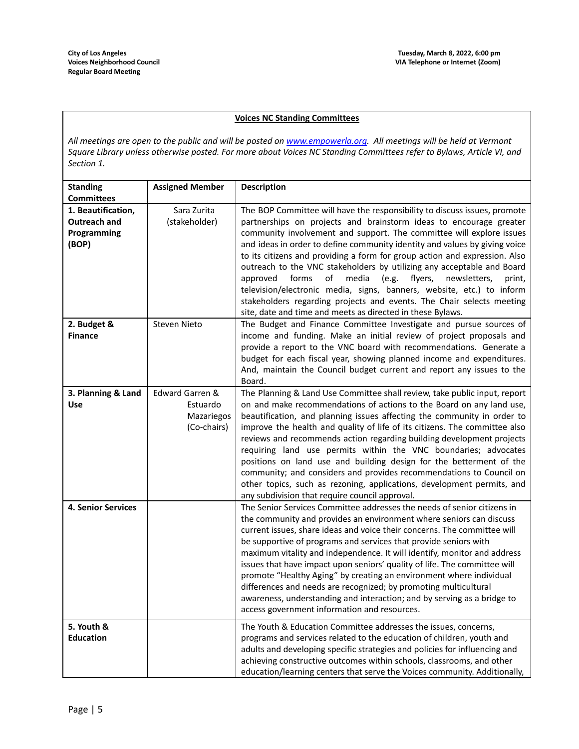**Voices NC Standing Committees**

*All meetings are open to the public and will be posted on [www.empowerla.org](http://www.empowerla.org). All meetings will be held at Vermont Square Library unless otherwise posted. For more about Voices NC Standing Committees refer to Bylaws, Article VI, and Section 1.*

| Standing Committees | Assigned Member | Description |
|---|---|---|
| **1. Beautification, Outreach and Programming (BOP)** | Sara Zurita (stakeholder) | The BOP Committee will have the responsibility to discuss issues, promote partnerships on projects and brainstorm ideas to encourage greater community involvement and support. The committee will explore issues and ideas in order to define community identity and values by giving voice to its citizens and providing a form for group action and expression. Also outreach to the VNC stakeholders by utilizing any acceptable and Board approved forms of media (e.g. flyers, newsletters, print, television/electronic media, signs, banners, website, etc.) to inform stakeholders regarding projects and events. The Chair selects meeting site, date and time and meets as directed in these Bylaws. |
| **2. Budget & Finance** | Steven Nieto | The Budget and Finance Committee Investigate and pursue sources of income and funding. Make an initial review of project proposals and provide a report to the VNC board with recommendations. Generate a budget for each fiscal year, showing planned income and expenditures. And, maintain the Council budget current and report any issues to the Board. |
| **3. Planning & Land Use** | Edward Garren & Estuardo Mazariegos (Co-chairs) | The Planning & Land Use Committee shall review, take public input, report on and make recommendations of actions to the Board on any land use, beautification, and planning issues affecting the community in order to improve the health and quality of life of its citizens. The committee also reviews and recommends action regarding building development projects requiring land use permits within the VNC boundaries; advocates positions on land use and building design for the betterment of the community; and considers and provides recommendations to Council on other topics, such as rezoning, applications, development permits, and any subdivision that require council approval. |
| **4. Senior Services** | | The Senior Services Committee addresses the needs of senior citizens in the community and provides an environment where seniors can discuss current issues, share ideas and voice their concerns. The committee will be supportive of programs and services that provide seniors with maximum vitality and independence. It will identify, monitor and address issues that have impact upon seniors' quality of life. The committee will promote "Healthy Aging" by creating an environment where individual differences and needs are recognized; by promoting multicultural awareness, understanding and interaction; and by serving as a bridge to access government information and resources. |
| **5. Youth & Education** | | The Youth & Education Committee addresses the issues, concerns, programs and services related to the education of children, youth and adults and developing specific strategies and policies for influencing and achieving constructive outcomes within schools, classrooms, and other education/learning centers that serve the Voices community. Additionally, |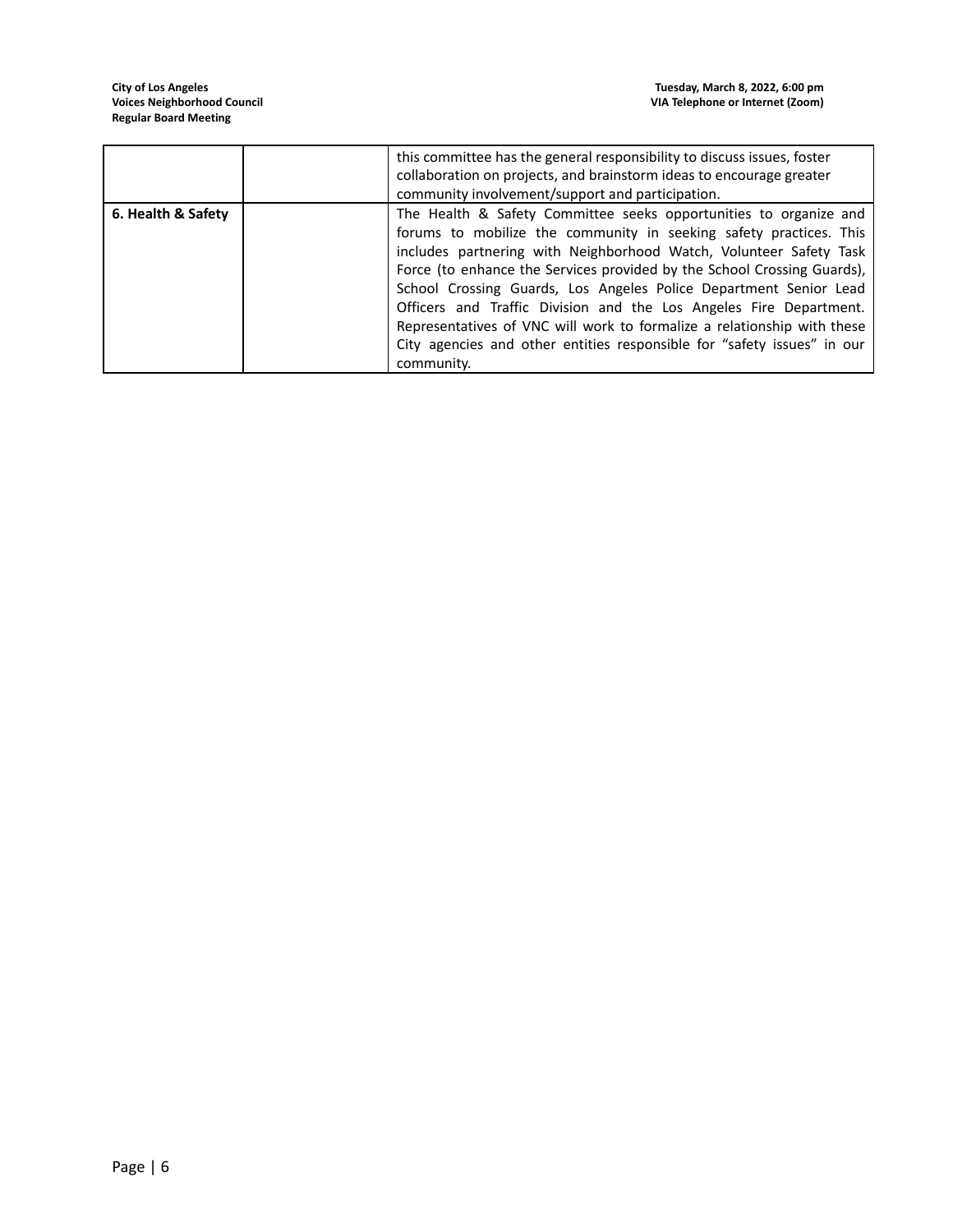| | | |
|---|---|---|
| | | this committee has the general responsibility to discuss issues, foster collaboration on projects, and brainstorm ideas to encourage greater community involvement/support and participation. |
| **6. Health & Safety** | | The Health & Safety Committee seeks opportunities to organize and forums to mobilize the community in seeking safety practices. This includes partnering with Neighborhood Watch, Volunteer Safety Task Force (to enhance the Services provided by the School Crossing Guards), School Crossing Guards, Los Angeles Police Department Senior Lead Officers and Traffic Division and the Los Angeles Fire Department. Representatives of VNC will work to formalize a relationship with these City agencies and other entities responsible for "safety issues" in our community. |